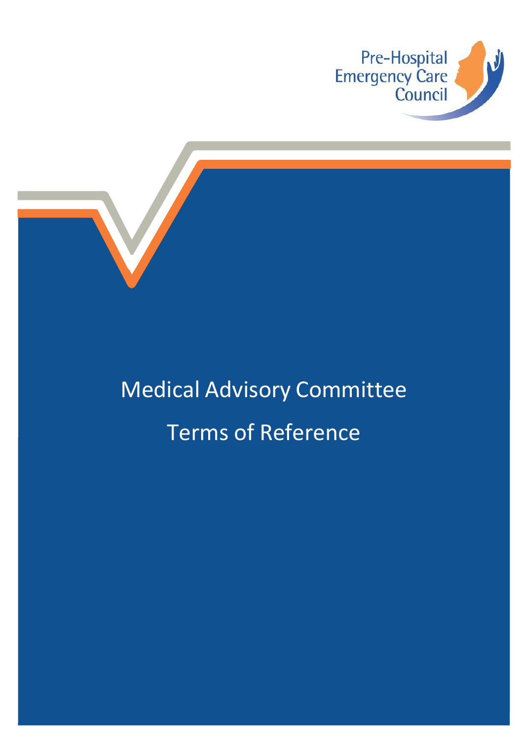Pre-Hospital Emergency Care Council

# Medical Advisory Committee

# Terms of Reference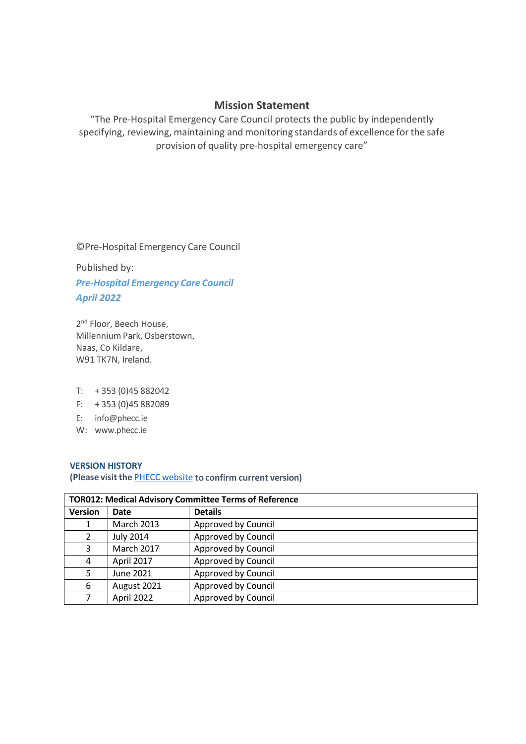## Mission Statement

"The Pre-Hospital Emergency Care Council protects the public by independently specifying, reviewing, maintaining and monitoring standards of excellence for the safe provision of quality pre-hospital emergency care"

©Pre-Hospital Emergency Care Council

Published by:

***Pre-Hospital Emergency Care Council***
***April 2022***

2nd Floor, Beech House,
Millennium Park, Osberstown,
Naas, Co Kildare,
W91 TK7N, Ireland.

T: + 353 (0)45 882042
F: + 353 (0)45 882089
E: info@phecc.ie
W: www.phecc.ie

**VERSION HISTORY**
**(Please visit the PHECC website to confirm current version)**

| **TOR012: Medical Advisory Committee Terms of Reference** | | |
|---|---|---|
| **Version** | **Date** | **Details** |
| 1 | March 2013 | Approved by Council |
| 2 | July 2014 | Approved by Council |
| 3 | March 2017 | Approved by Council |
| 4 | April 2017 | Approved by Council |
| 5 | June 2021 | Approved by Council |
| 6 | August 2021 | Approved by Council |
| 7 | April 2022 | Approved by Council |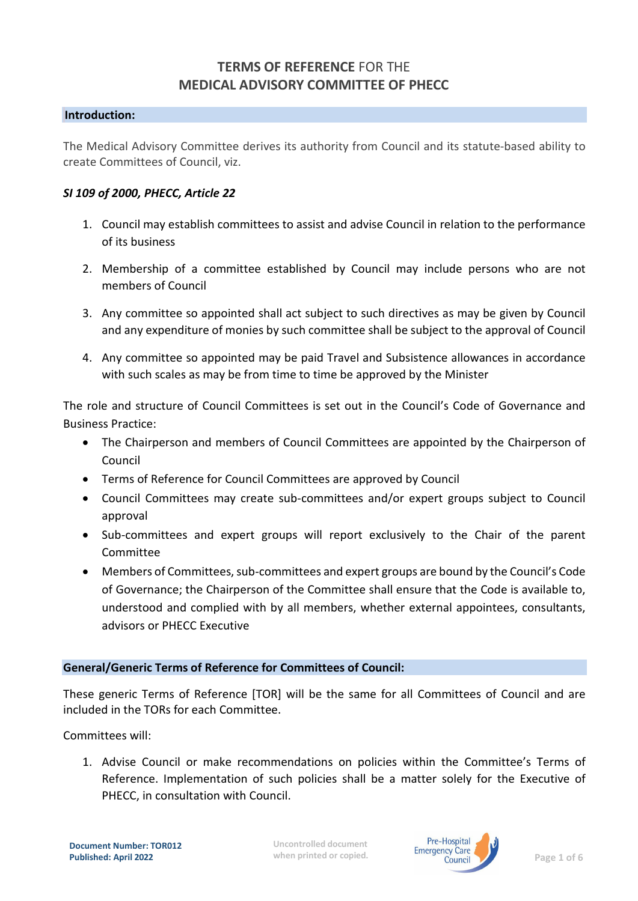# TERMS OF REFERENCE FOR THE MEDICAL ADVISORY COMMITTEE OF PHECC

## Introduction:

The Medical Advisory Committee derives its authority from Council and its statute-based ability to create Committees of Council, viz.

***SI 109 of 2000, PHECC, Article 22***

1. Council may establish committees to assist and advise Council in relation to the performance of its business
2. Membership of a committee established by Council may include persons who are not members of Council
3. Any committee so appointed shall act subject to such directives as may be given by Council and any expenditure of monies by such committee shall be subject to the approval of Council
4. Any committee so appointed may be paid Travel and Subsistence allowances in accordance with such scales as may be from time to time be approved by the Minister

The role and structure of Council Committees is set out in the Council's Code of Governance and Business Practice:

- The Chairperson and members of Council Committees are appointed by the Chairperson of Council
- Terms of Reference for Council Committees are approved by Council
- Council Committees may create sub-committees and/or expert groups subject to Council approval
- Sub-committees and expert groups will report exclusively to the Chair of the parent Committee
- Members of Committees, sub-committees and expert groups are bound by the Council's Code of Governance; the Chairperson of the Committee shall ensure that the Code is available to, understood and complied with by all members, whether external appointees, consultants, advisors or PHECC Executive

## General/Generic Terms of Reference for Committees of Council:

These generic Terms of Reference [TOR] will be the same for all Committees of Council and are included in the TORs for each Committee.

Committees will:

1. Advise Council or make recommendations on policies within the Committee's Terms of Reference. Implementation of such policies shall be a matter solely for the Executive of PHECC, in consultation with Council.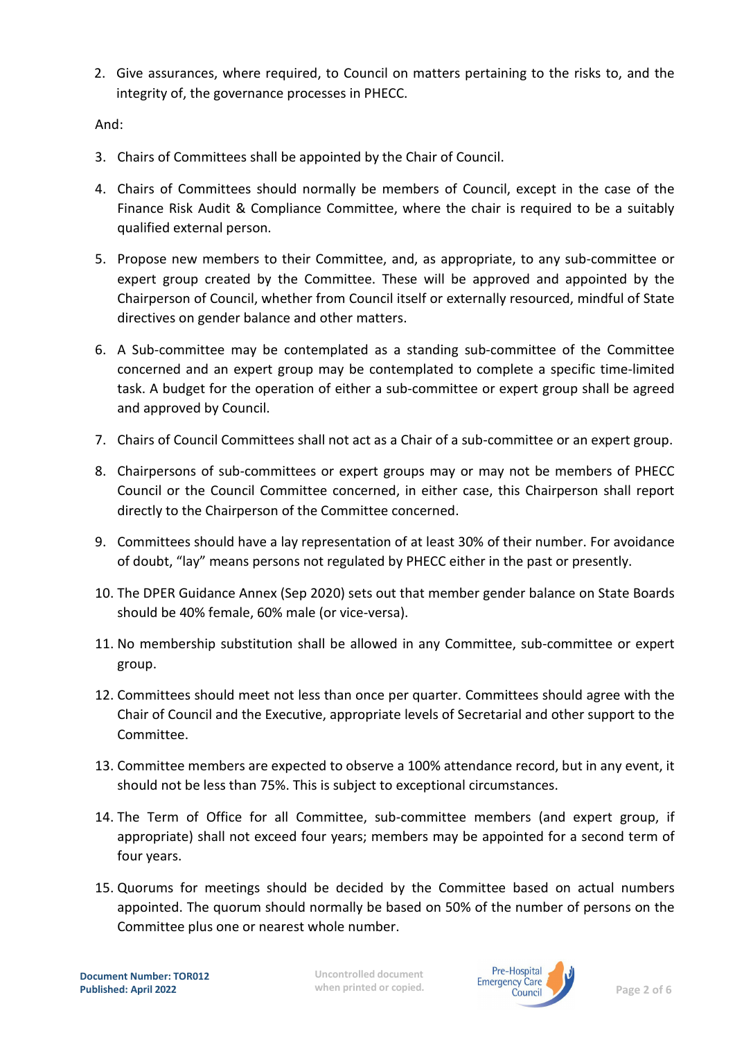2. Give assurances, where required, to Council on matters pertaining to the risks to, and the integrity of, the governance processes in PHECC.

And:

3. Chairs of Committees shall be appointed by the Chair of Council.
4. Chairs of Committees should normally be members of Council, except in the case of the Finance Risk Audit & Compliance Committee, where the chair is required to be a suitably qualified external person.
5. Propose new members to their Committee, and, as appropriate, to any sub-committee or expert group created by the Committee. These will be approved and appointed by the Chairperson of Council, whether from Council itself or externally resourced, mindful of State directives on gender balance and other matters.
6. A Sub-committee may be contemplated as a standing sub-committee of the Committee concerned and an expert group may be contemplated to complete a specific time-limited task. A budget for the operation of either a sub-committee or expert group shall be agreed and approved by Council.
7. Chairs of Council Committees shall not act as a Chair of a sub-committee or an expert group.
8. Chairpersons of sub-committees or expert groups may or may not be members of PHECC Council or the Council Committee concerned, in either case, this Chairperson shall report directly to the Chairperson of the Committee concerned.
9. Committees should have a lay representation of at least 30% of their number. For avoidance of doubt, "lay" means persons not regulated by PHECC either in the past or presently.
10. The DPER Guidance Annex (Sep 2020) sets out that member gender balance on State Boards should be 40% female, 60% male (or vice-versa).
11. No membership substitution shall be allowed in any Committee, sub-committee or expert group.
12. Committees should meet not less than once per quarter. Committees should agree with the Chair of Council and the Executive, appropriate levels of Secretarial and other support to the Committee.
13. Committee members are expected to observe a 100% attendance record, but in any event, it should not be less than 75%. This is subject to exceptional circumstances.
14. The Term of Office for all Committee, sub-committee members (and expert group, if appropriate) shall not exceed four years; members may be appointed for a second term of four years.
15. Quorums for meetings should be decided by the Committee based on actual numbers appointed. The quorum should normally be based on 50% of the number of persons on the Committee plus one or nearest whole number.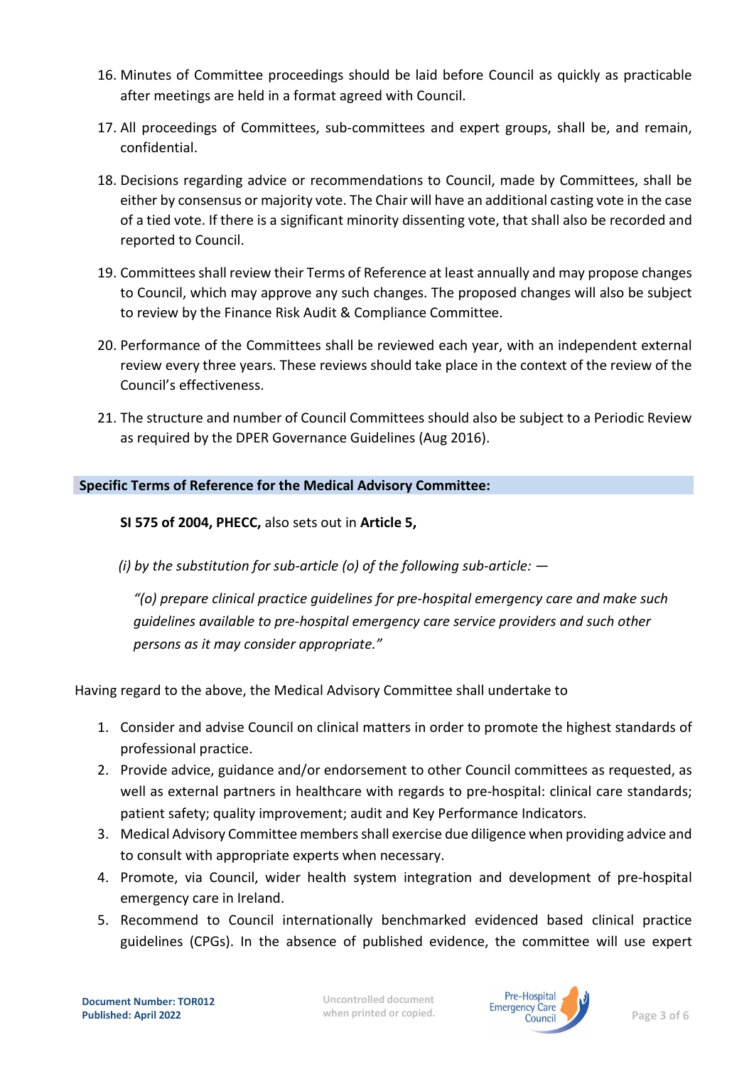16. Minutes of Committee proceedings should be laid before Council as quickly as practicable after meetings are held in a format agreed with Council.
17. All proceedings of Committees, sub-committees and expert groups, shall be, and remain, confidential.
18. Decisions regarding advice or recommendations to Council, made by Committees, shall be either by consensus or majority vote. The Chair will have an additional casting vote in the case of a tied vote. If there is a significant minority dissenting vote, that shall also be recorded and reported to Council.
19. Committees shall review their Terms of Reference at least annually and may propose changes to Council, which may approve any such changes. The proposed changes will also be subject to review by the Finance Risk Audit & Compliance Committee.
20. Performance of the Committees shall be reviewed each year, with an independent external review every three years. These reviews should take place in the context of the review of the Council's effectiveness.
21. The structure and number of Council Committees should also be subject to a Periodic Review as required by the DPER Governance Guidelines (Aug 2016).

## Specific Terms of Reference for the Medical Advisory Committee:

**SI 575 of 2004, PHECC,** also sets out in **Article 5,**

*(i) by the substitution for sub-article (o) of the following sub-article: —*

*"(o) prepare clinical practice guidelines for pre-hospital emergency care and make such guidelines available to pre-hospital emergency care service providers and such other persons as it may consider appropriate."*

Having regard to the above, the Medical Advisory Committee shall undertake to

1. Consider and advise Council on clinical matters in order to promote the highest standards of professional practice.
2. Provide advice, guidance and/or endorsement to other Council committees as requested, as well as external partners in healthcare with regards to pre-hospital: clinical care standards; patient safety; quality improvement; audit and Key Performance Indicators.
3. Medical Advisory Committee members shall exercise due diligence when providing advice and to consult with appropriate experts when necessary.
4. Promote, via Council, wider health system integration and development of pre-hospital emergency care in Ireland.
5. Recommend to Council internationally benchmarked evidenced based clinical practice guidelines (CPGs). In the absence of published evidence, the committee will use expert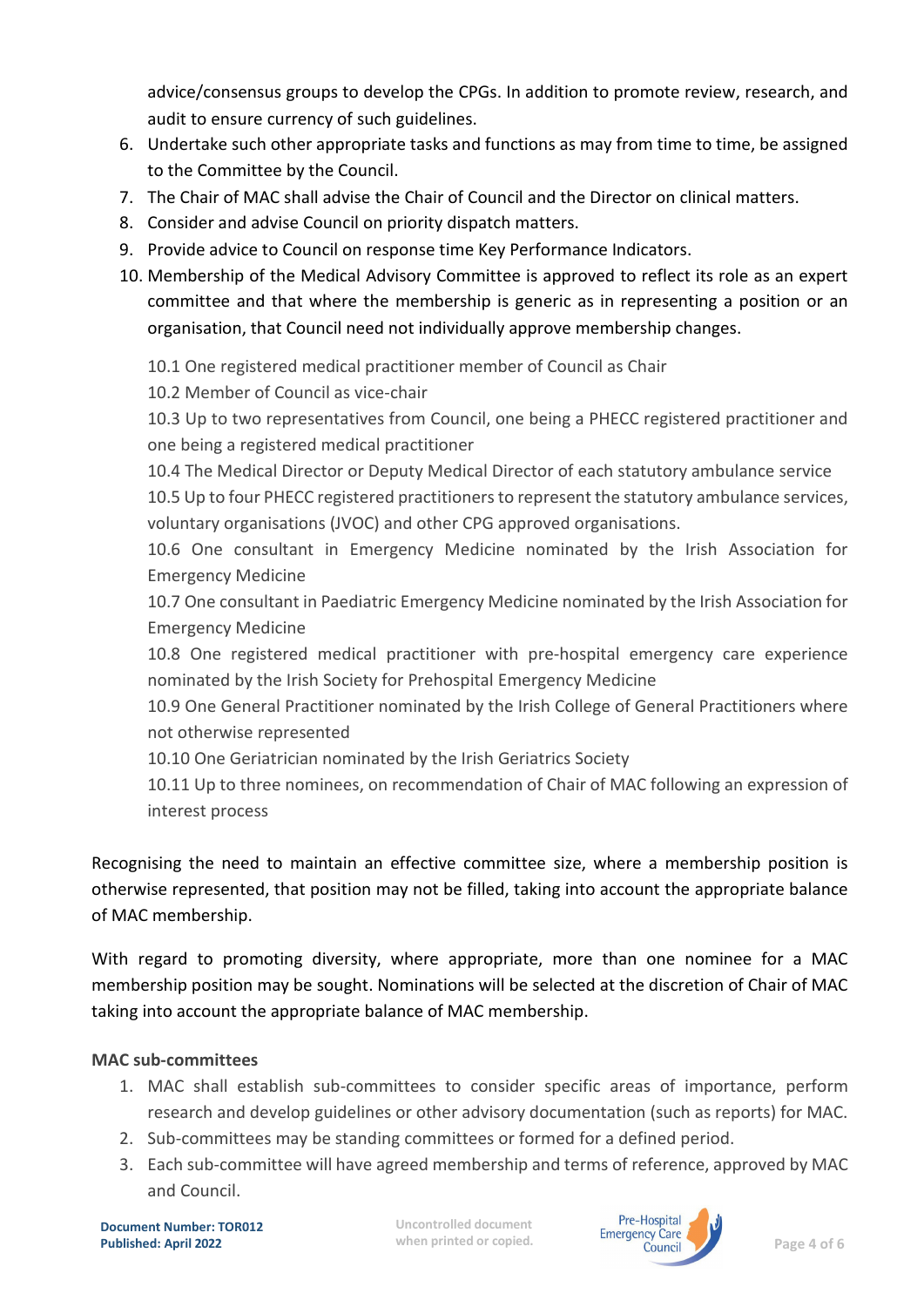advice/consensus groups to develop the CPGs. In addition to promote review, research, and audit to ensure currency of such guidelines.

6. Undertake such other appropriate tasks and functions as may from time to time, be assigned to the Committee by the Council.
7. The Chair of MAC shall advise the Chair of Council and the Director on clinical matters.
8. Consider and advise Council on priority dispatch matters.
9. Provide advice to Council on response time Key Performance Indicators.
10. Membership of the Medical Advisory Committee is approved to reflect its role as an expert committee and that where the membership is generic as in representing a position or an organisation, that Council need not individually approve membership changes.

    10.1 One registered medical practitioner member of Council as Chair

    10.2 Member of Council as vice-chair

    10.3 Up to two representatives from Council, one being a PHECC registered practitioner and one being a registered medical practitioner

    10.4 The Medical Director or Deputy Medical Director of each statutory ambulance service

    10.5 Up to four PHECC registered practitioners to represent the statutory ambulance services, voluntary organisations (JVOC) and other CPG approved organisations.

    10.6 One consultant in Emergency Medicine nominated by the Irish Association for Emergency Medicine

    10.7 One consultant in Paediatric Emergency Medicine nominated by the Irish Association for Emergency Medicine

    10.8 One registered medical practitioner with pre-hospital emergency care experience nominated by the Irish Society for Prehospital Emergency Medicine

    10.9 One General Practitioner nominated by the Irish College of General Practitioners where not otherwise represented

    10.10 One Geriatrician nominated by the Irish Geriatrics Society

    10.11 Up to three nominees, on recommendation of Chair of MAC following an expression of interest process

Recognising the need to maintain an effective committee size, where a membership position is otherwise represented, that position may not be filled, taking into account the appropriate balance of MAC membership.

With regard to promoting diversity, where appropriate, more than one nominee for a MAC membership position may be sought. Nominations will be selected at the discretion of Chair of MAC taking into account the appropriate balance of MAC membership.

**MAC sub-committees**

1. MAC shall establish sub-committees to consider specific areas of importance, perform research and develop guidelines or other advisory documentation (such as reports) for MAC.
2. Sub-committees may be standing committees or formed for a defined period.
3. Each sub-committee will have agreed membership and terms of reference, approved by MAC and Council.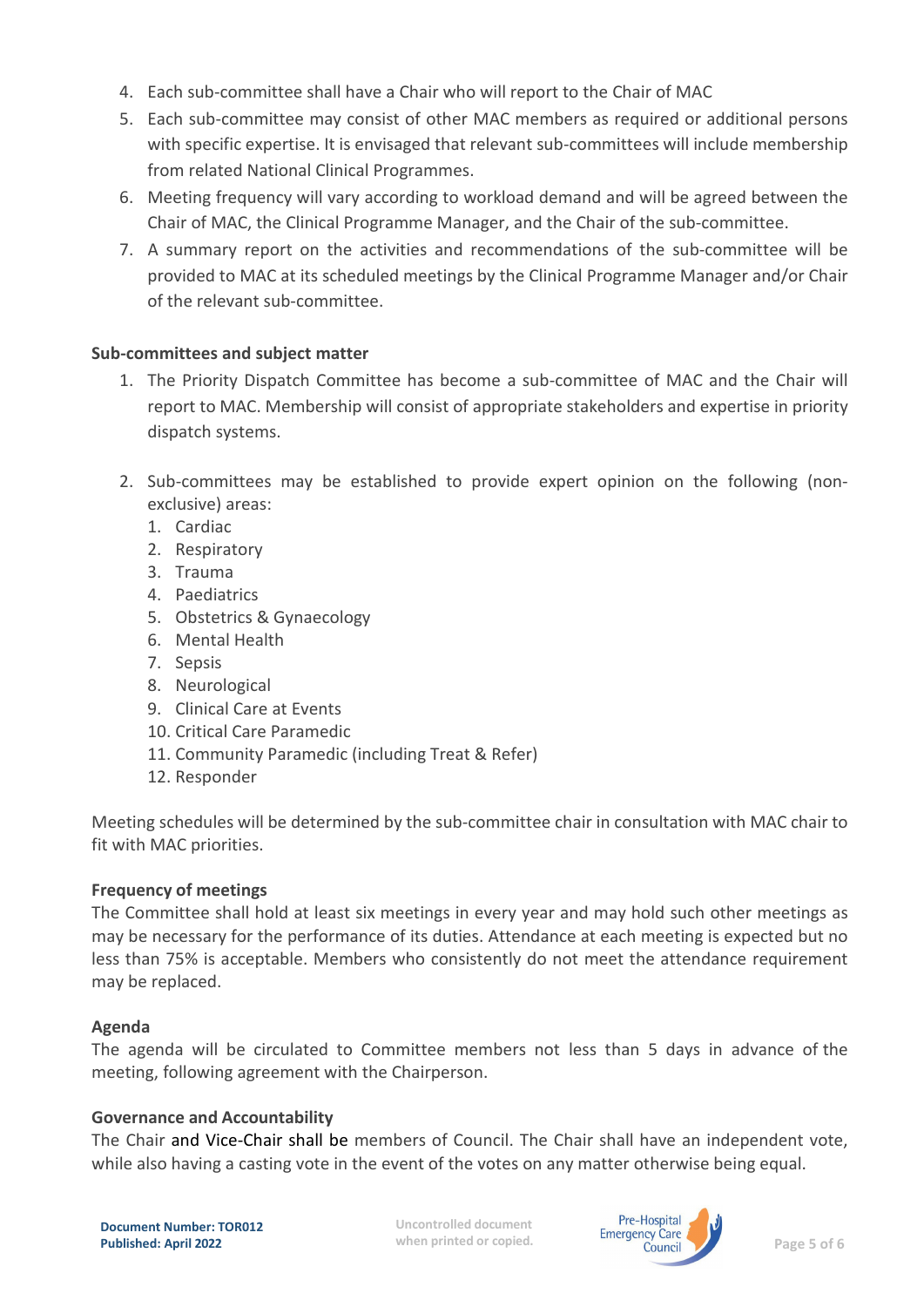4. Each sub-committee shall have a Chair who will report to the Chair of MAC
5. Each sub-committee may consist of other MAC members as required or additional persons with specific expertise. It is envisaged that relevant sub-committees will include membership from related National Clinical Programmes.
6. Meeting frequency will vary according to workload demand and will be agreed between the Chair of MAC, the Clinical Programme Manager, and the Chair of the sub-committee.
7. A summary report on the activities and recommendations of the sub-committee will be provided to MAC at its scheduled meetings by the Clinical Programme Manager and/or Chair of the relevant sub-committee.

**Sub-committees and subject matter**

1. The Priority Dispatch Committee has become a sub-committee of MAC and the Chair will report to MAC. Membership will consist of appropriate stakeholders and expertise in priority dispatch systems.

2. Sub-committees may be established to provide expert opinion on the following (non-exclusive) areas:
   1. Cardiac
   2. Respiratory
   3. Trauma
   4. Paediatrics
   5. Obstetrics & Gynaecology
   6. Mental Health
   7. Sepsis
   8. Neurological
   9. Clinical Care at Events
   10. Critical Care Paramedic
   11. Community Paramedic (including Treat & Refer)
   12. Responder

Meeting schedules will be determined by the sub-committee chair in consultation with MAC chair to fit with MAC priorities.

**Frequency of meetings**

The Committee shall hold at least six meetings in every year and may hold such other meetings as may be necessary for the performance of its duties. Attendance at each meeting is expected but no less than 75% is acceptable. Members who consistently do not meet the attendance requirement may be replaced.

**Agenda**

The agenda will be circulated to Committee members not less than 5 days in advance of the meeting, following agreement with the Chairperson.

**Governance and Accountability**

The Chair and Vice-Chair shall be members of Council. The Chair shall have an independent vote, while also having a casting vote in the event of the votes on any matter otherwise being equal.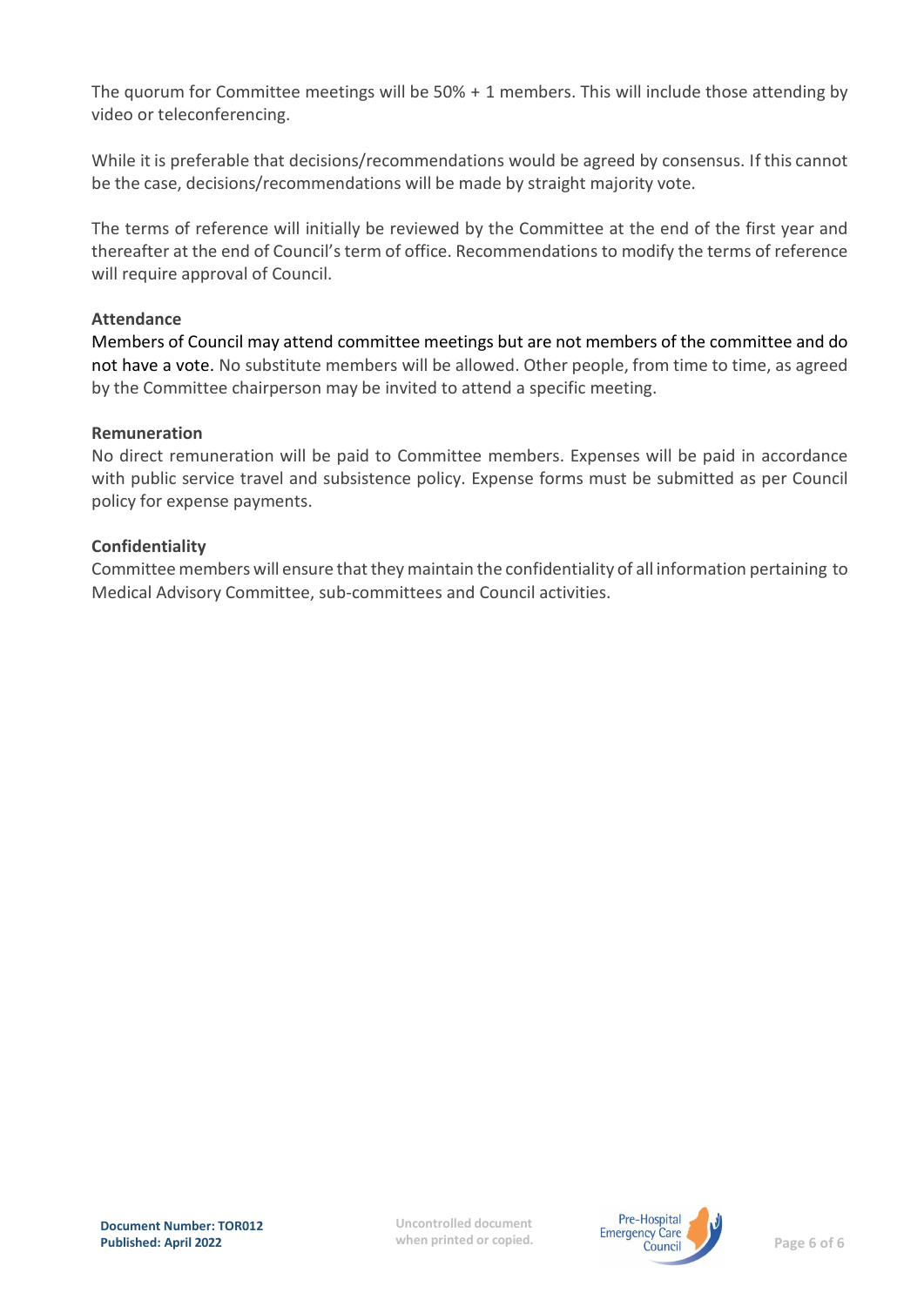The quorum for Committee meetings will be 50% + 1 members. This will include those attending by video or teleconferencing.

While it is preferable that decisions/recommendations would be agreed by consensus. If this cannot be the case, decisions/recommendations will be made by straight majority vote.

The terms of reference will initially be reviewed by the Committee at the end of the first year and thereafter at the end of Council's term of office. Recommendations to modify the terms of reference will require approval of Council.

**Attendance**

Members of Council may attend committee meetings but are not members of the committee and do not have a vote. No substitute members will be allowed. Other people, from time to time, as agreed by the Committee chairperson may be invited to attend a specific meeting.

**Remuneration**

No direct remuneration will be paid to Committee members. Expenses will be paid in accordance with public service travel and subsistence policy. Expense forms must be submitted as per Council policy for expense payments.

**Confidentiality**

Committee members will ensure that they maintain the confidentiality of all information pertaining to Medical Advisory Committee, sub-committees and Council activities.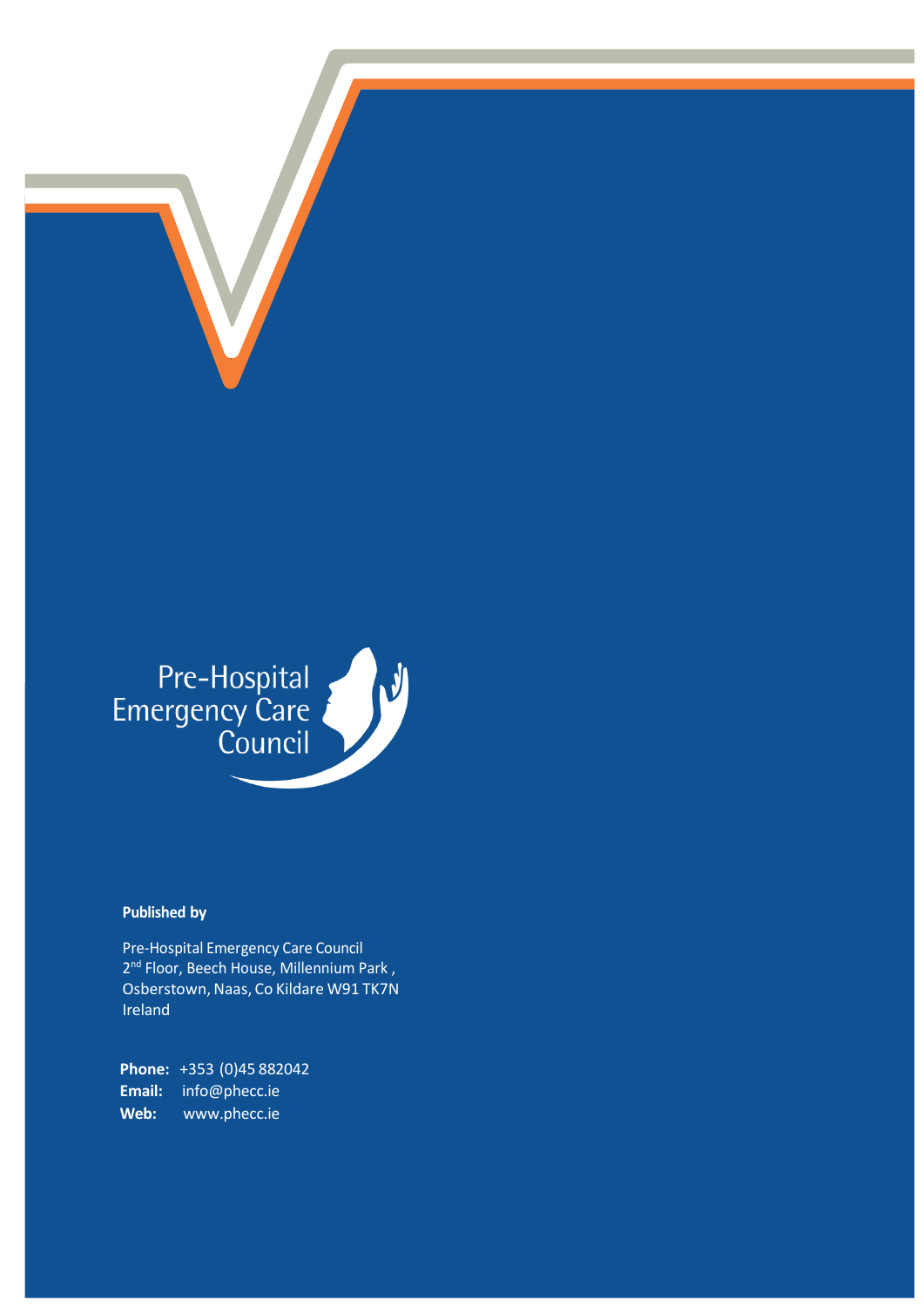Pre-Hospital Emergency Care Council

**Published by**

Pre-Hospital Emergency Care Council
2nd Floor, Beech House, Millennium Park ,
Osberstown, Naas, Co Kildare W91 TK7N
Ireland

**Phone:** +353 (0)45 882042
**Email:** info@phecc.ie
**Web:** www.phecc.ie